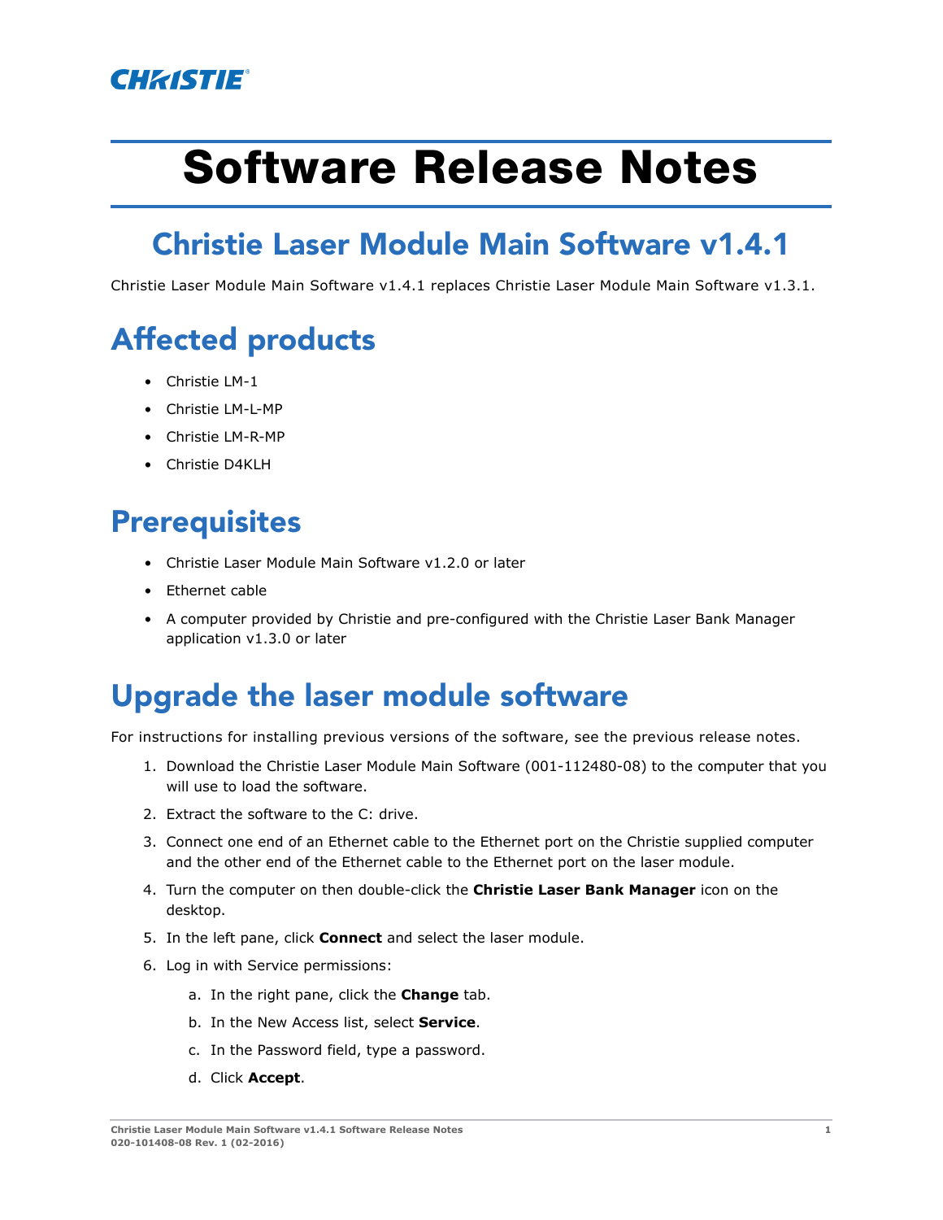# Software Release Notes

## Christie Laser Module Main Software v1.4.1

Christie Laser Module Main Software v1.4.1 replaces Christie Laser Module Main Software v1.3.1.

## Affected products

- Christie LM-1
- Christie LM-L-MP
- Christie LM-R-MP
- Christie D4KLH

## Prerequisites

- Christie Laser Module Main Software v1.2.0 or later
- Ethernet cable
- A computer provided by Christie and pre-configured with the Christie Laser Bank Manager application v1.3.0 or later

## Upgrade the laser module software

For instructions for installing previous versions of the software, see the previous release notes.

1. Download the Christie Laser Module Main Software (001-112480-08) to the computer that you will use to load the software.
2. Extract the software to the C: drive.
3. Connect one end of an Ethernet cable to the Ethernet port on the Christie supplied computer and the other end of the Ethernet cable to the Ethernet port on the laser module.
4. Turn the computer on then double-click the **Christie Laser Bank Manager** icon on the desktop.
5. In the left pane, click **Connect** and select the laser module.
6. Log in with Service permissions:
   a. In the right pane, click the **Change** tab.
   b. In the New Access list, select **Service**.
   c. In the Password field, type a password.
   d. Click **Accept**.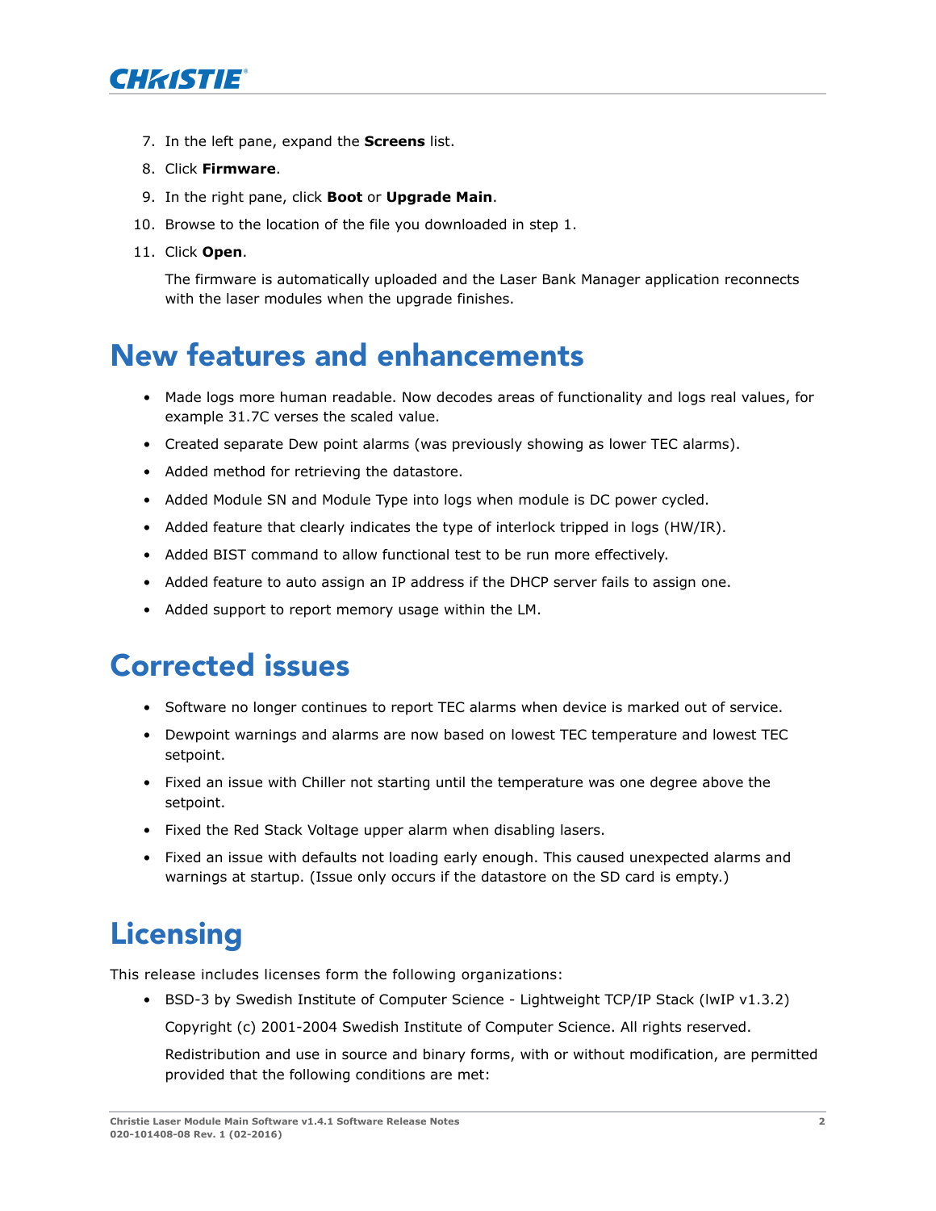7. In the left pane, expand the **Screens** list.
8. Click **Firmware**.
9. In the right pane, click **Boot** or **Upgrade Main**.
10. Browse to the location of the file you downloaded in step 1.
11. Click **Open**.

    The firmware is automatically uploaded and the Laser Bank Manager application reconnects with the laser modules when the upgrade finishes.

# New features and enhancements

- Made logs more human readable. Now decodes areas of functionality and logs real values, for example 31.7C verses the scaled value.
- Created separate Dew point alarms (was previously showing as lower TEC alarms).
- Added method for retrieving the datastore.
- Added Module SN and Module Type into logs when module is DC power cycled.
- Added feature that clearly indicates the type of interlock tripped in logs (HW/IR).
- Added BIST command to allow functional test to be run more effectively.
- Added feature to auto assign an IP address if the DHCP server fails to assign one.
- Added support to report memory usage within the LM.

# Corrected issues

- Software no longer continues to report TEC alarms when device is marked out of service.
- Dewpoint warnings and alarms are now based on lowest TEC temperature and lowest TEC setpoint.
- Fixed an issue with Chiller not starting until the temperature was one degree above the setpoint.
- Fixed the Red Stack Voltage upper alarm when disabling lasers.
- Fixed an issue with defaults not loading early enough. This caused unexpected alarms and warnings at startup. (Issue only occurs if the datastore on the SD card is empty.)

# Licensing

This release includes licenses form the following organizations:

- BSD-3 by Swedish Institute of Computer Science - Lightweight TCP/IP Stack (lwIP v1.3.2)

  Copyright (c) 2001-2004 Swedish Institute of Computer Science. All rights reserved.

  Redistribution and use in source and binary forms, with or without modification, are permitted provided that the following conditions are met: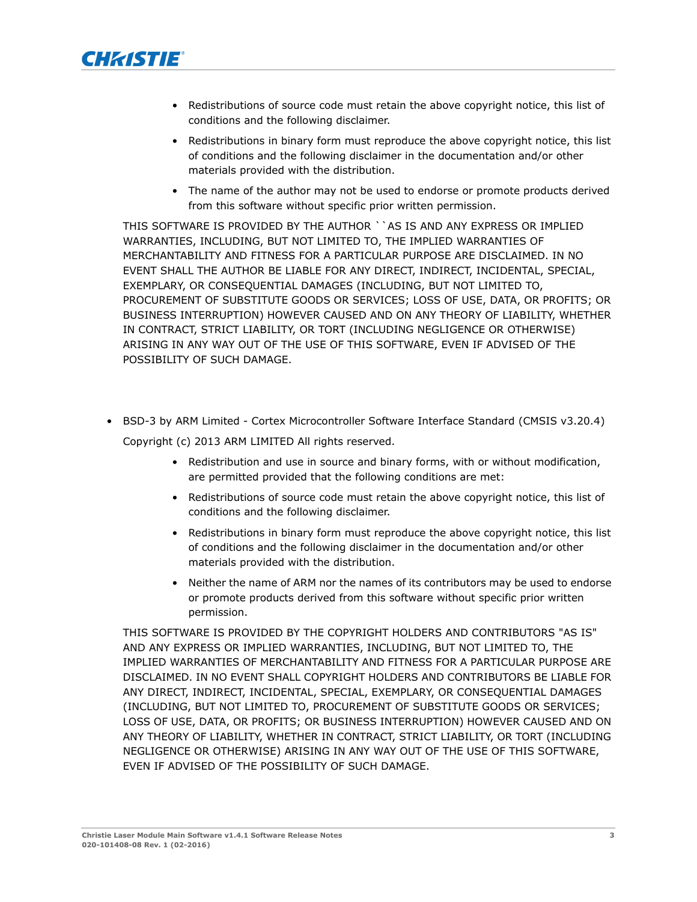- Redistributions of source code must retain the above copyright notice, this list of conditions and the following disclaimer.
- Redistributions in binary form must reproduce the above copyright notice, this list of conditions and the following disclaimer in the documentation and/or other materials provided with the distribution.
- The name of the author may not be used to endorse or promote products derived from this software without specific prior written permission.

THIS SOFTWARE IS PROVIDED BY THE AUTHOR ``AS IS AND ANY EXPRESS OR IMPLIED WARRANTIES, INCLUDING, BUT NOT LIMITED TO, THE IMPLIED WARRANTIES OF MERCHANTABILITY AND FITNESS FOR A PARTICULAR PURPOSE ARE DISCLAIMED. IN NO EVENT SHALL THE AUTHOR BE LIABLE FOR ANY DIRECT, INDIRECT, INCIDENTAL, SPECIAL, EXEMPLARY, OR CONSEQUENTIAL DAMAGES (INCLUDING, BUT NOT LIMITED TO, PROCUREMENT OF SUBSTITUTE GOODS OR SERVICES; LOSS OF USE, DATA, OR PROFITS; OR BUSINESS INTERRUPTION) HOWEVER CAUSED AND ON ANY THEORY OF LIABILITY, WHETHER IN CONTRACT, STRICT LIABILITY, OR TORT (INCLUDING NEGLIGENCE OR OTHERWISE) ARISING IN ANY WAY OUT OF THE USE OF THIS SOFTWARE, EVEN IF ADVISED OF THE POSSIBILITY OF SUCH DAMAGE.

- BSD-3 by ARM Limited - Cortex Microcontroller Software Interface Standard (CMSIS v3.20.4)

  Copyright (c) 2013 ARM LIMITED All rights reserved.

  - Redistribution and use in source and binary forms, with or without modification, are permitted provided that the following conditions are met:
  - Redistributions of source code must retain the above copyright notice, this list of conditions and the following disclaimer.
  - Redistributions in binary form must reproduce the above copyright notice, this list of conditions and the following disclaimer in the documentation and/or other materials provided with the distribution.
  - Neither the name of ARM nor the names of its contributors may be used to endorse or promote products derived from this software without specific prior written permission.

  THIS SOFTWARE IS PROVIDED BY THE COPYRIGHT HOLDERS AND CONTRIBUTORS "AS IS" AND ANY EXPRESS OR IMPLIED WARRANTIES, INCLUDING, BUT NOT LIMITED TO, THE IMPLIED WARRANTIES OF MERCHANTABILITY AND FITNESS FOR A PARTICULAR PURPOSE ARE DISCLAIMED. IN NO EVENT SHALL COPYRIGHT HOLDERS AND CONTRIBUTORS BE LIABLE FOR ANY DIRECT, INDIRECT, INCIDENTAL, SPECIAL, EXEMPLARY, OR CONSEQUENTIAL DAMAGES (INCLUDING, BUT NOT LIMITED TO, PROCUREMENT OF SUBSTITUTE GOODS OR SERVICES; LOSS OF USE, DATA, OR PROFITS; OR BUSINESS INTERRUPTION) HOWEVER CAUSED AND ON ANY THEORY OF LIABILITY, WHETHER IN CONTRACT, STRICT LIABILITY, OR TORT (INCLUDING NEGLIGENCE OR OTHERWISE) ARISING IN ANY WAY OUT OF THE USE OF THIS SOFTWARE, EVEN IF ADVISED OF THE POSSIBILITY OF SUCH DAMAGE.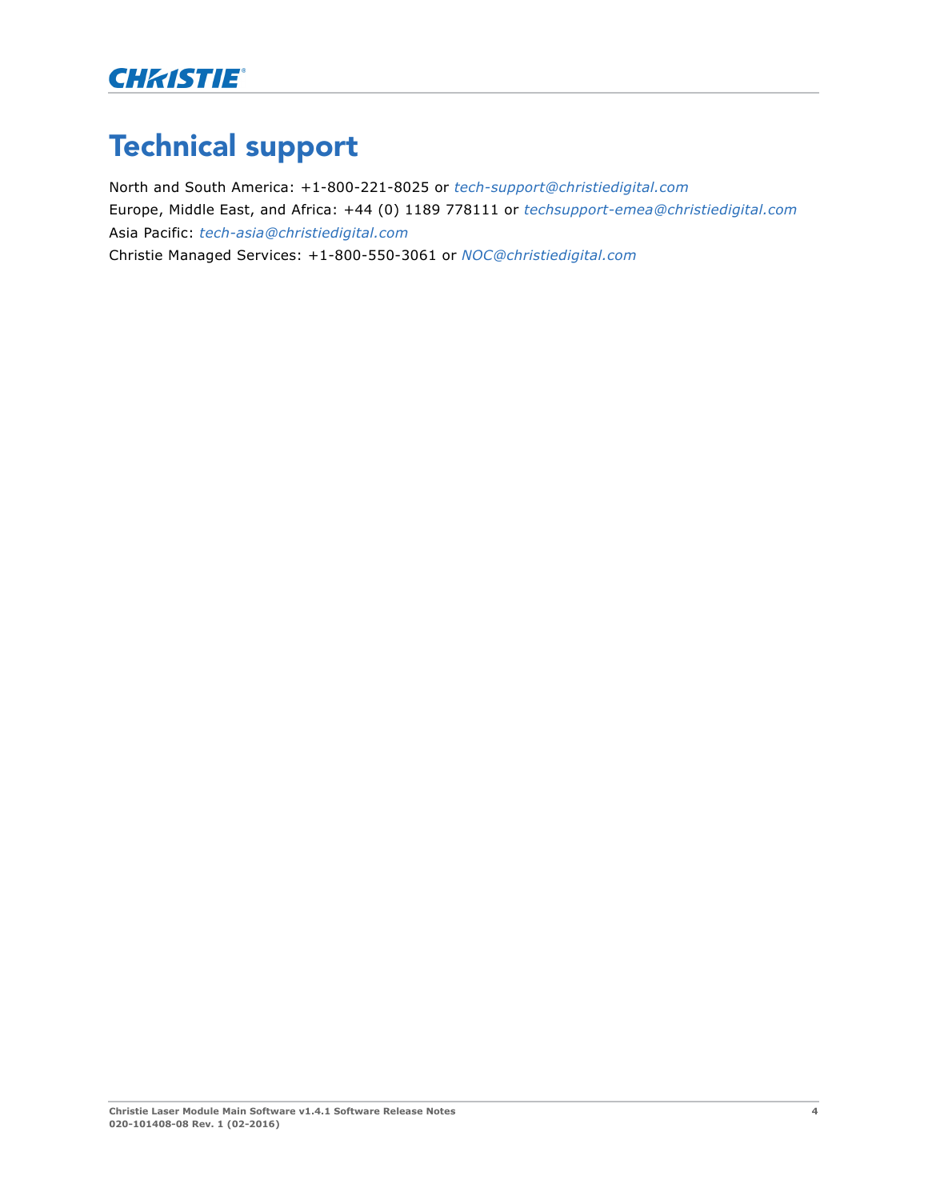# Technical support

North and South America: +1-800-221-8025 or *tech-support@christiedigital.com*
Europe, Middle East, and Africa: +44 (0) 1189 778111 or *techsupport-emea@christiedigital.com*
Asia Pacific: *tech-asia@christiedigital.com*
Christie Managed Services: +1-800-550-3061 or *NOC@christiedigital.com*